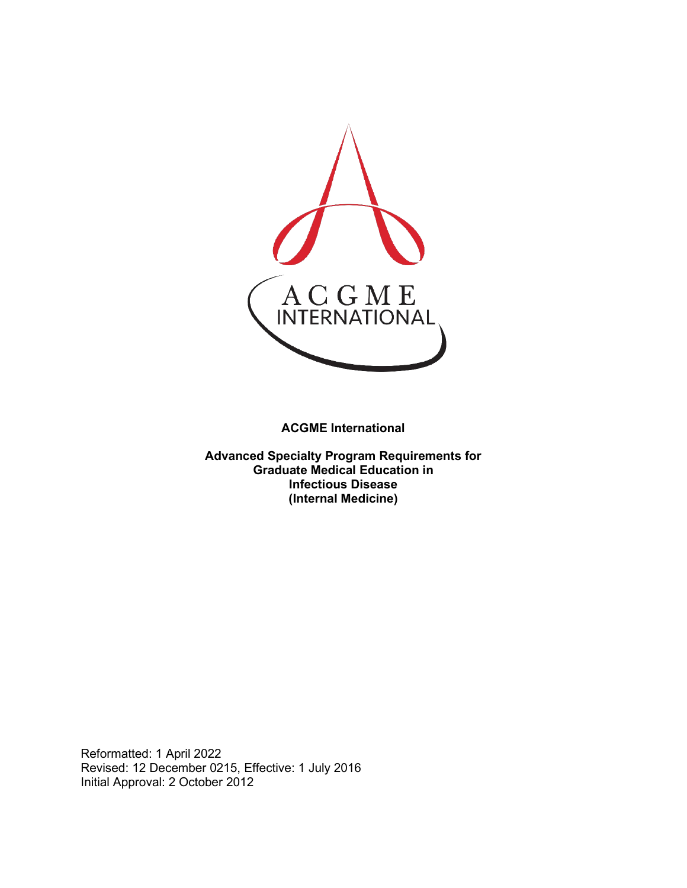**ACGME International**

**Advanced Specialty Program Requirements for Graduate Medical Education in Infectious Disease (Internal Medicine)**

Reformatted: 1 April 2022
Revised: 12 December 0215, Effective: 1 July 2016
Initial Approval: 2 October 2012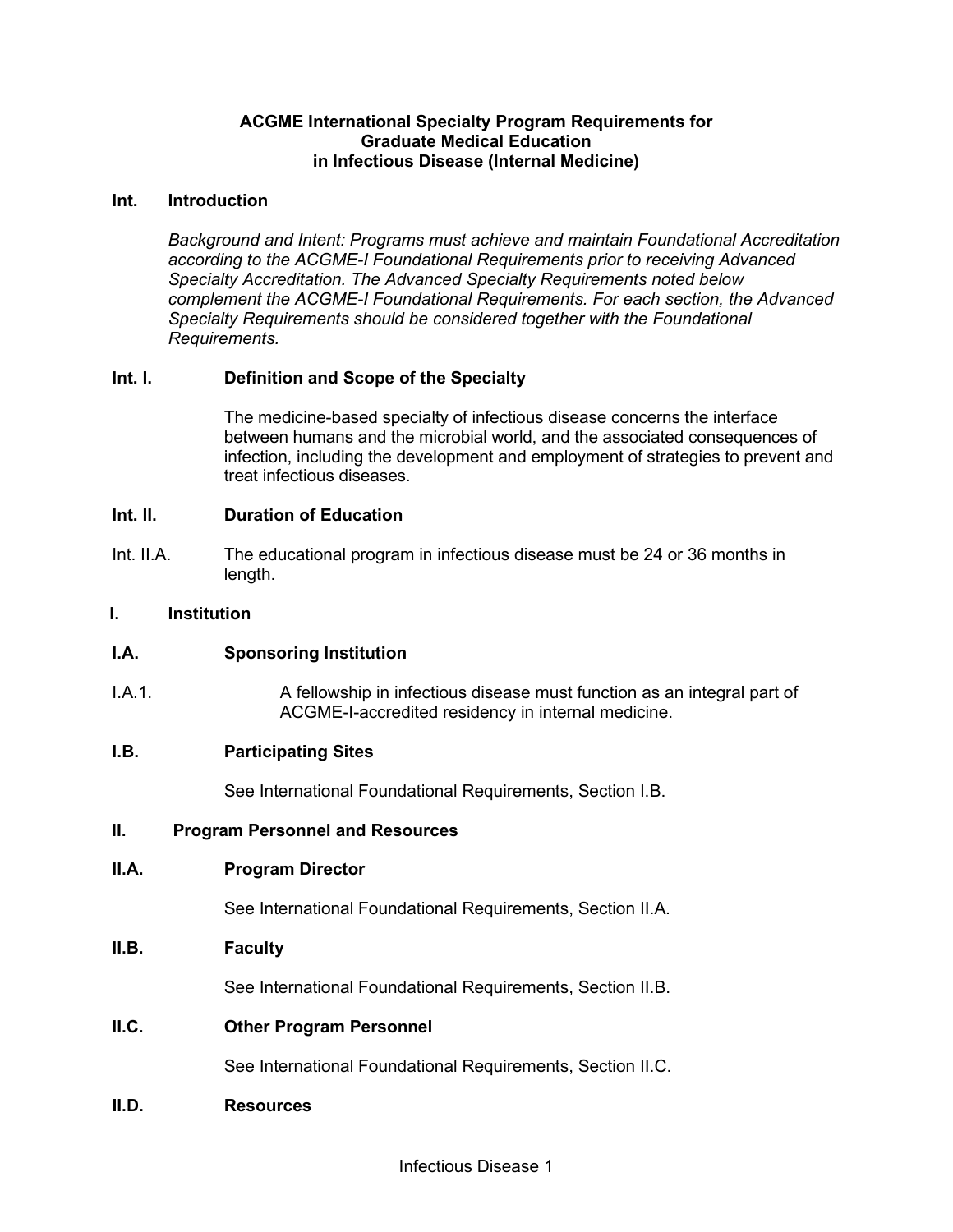**ACGME International Specialty Program Requirements for Graduate Medical Education in Infectious Disease (Internal Medicine)**

## Int. Introduction

*Background and Intent: Programs must achieve and maintain Foundational Accreditation according to the ACGME-I Foundational Requirements prior to receiving Advanced Specialty Accreditation. The Advanced Specialty Requirements noted below complement the ACGME-I Foundational Requirements. For each section, the Advanced Specialty Requirements should be considered together with the Foundational Requirements.*

### Int. I. Definition and Scope of the Specialty

The medicine-based specialty of infectious disease concerns the interface between humans and the microbial world, and the associated consequences of infection, including the development and employment of strategies to prevent and treat infectious diseases.

### Int. II. Duration of Education

Int. II.A. The educational program in infectious disease must be 24 or 36 months in length.

## I. Institution

### I.A. Sponsoring Institution

I.A.1. A fellowship in infectious disease must function as an integral part of ACGME-I-accredited residency in internal medicine.

### I.B. Participating Sites

See International Foundational Requirements, Section I.B.

## II. Program Personnel and Resources

### II.A. Program Director

See International Foundational Requirements, Section II.A.

### II.B. Faculty

See International Foundational Requirements, Section II.B.

### II.C. Other Program Personnel

See International Foundational Requirements, Section II.C.

### II.D. Resources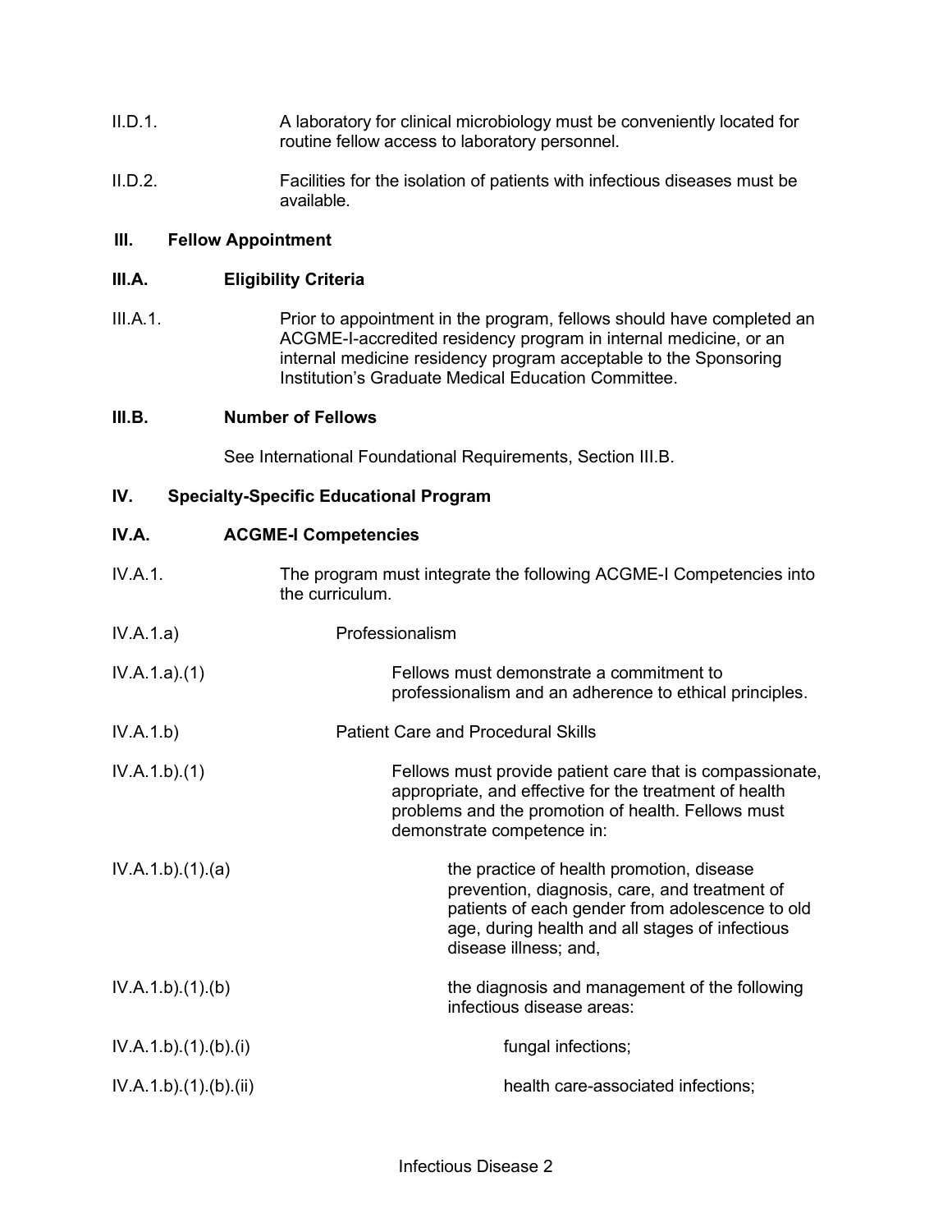II.D.1. A laboratory for clinical microbiology must be conveniently located for routine fellow access to laboratory personnel.

II.D.2. Facilities for the isolation of patients with infectious diseases must be available.

## III. Fellow Appointment

### III.A. Eligibility Criteria

III.A.1. Prior to appointment in the program, fellows should have completed an ACGME-I-accredited residency program in internal medicine, or an internal medicine residency program acceptable to the Sponsoring Institution's Graduate Medical Education Committee.

### III.B. Number of Fellows

See International Foundational Requirements, Section III.B.

## IV. Specialty-Specific Educational Program

### IV.A. ACGME-I Competencies

IV.A.1. The program must integrate the following ACGME-I Competencies into the curriculum.

IV.A.1.a) Professionalism

IV.A.1.a).(1) Fellows must demonstrate a commitment to professionalism and an adherence to ethical principles.

IV.A.1.b) Patient Care and Procedural Skills

IV.A.1.b).(1) Fellows must provide patient care that is compassionate, appropriate, and effective for the treatment of health problems and the promotion of health. Fellows must demonstrate competence in:

IV.A.1.b).(1).(a) the practice of health promotion, disease prevention, diagnosis, care, and treatment of patients of each gender from adolescence to old age, during health and all stages of infectious disease illness; and,

IV.A.1.b).(1).(b) the diagnosis and management of the following infectious disease areas:

IV.A.1.b).(1).(b).(i) fungal infections;

IV.A.1.b).(1).(b).(ii) health care-associated infections;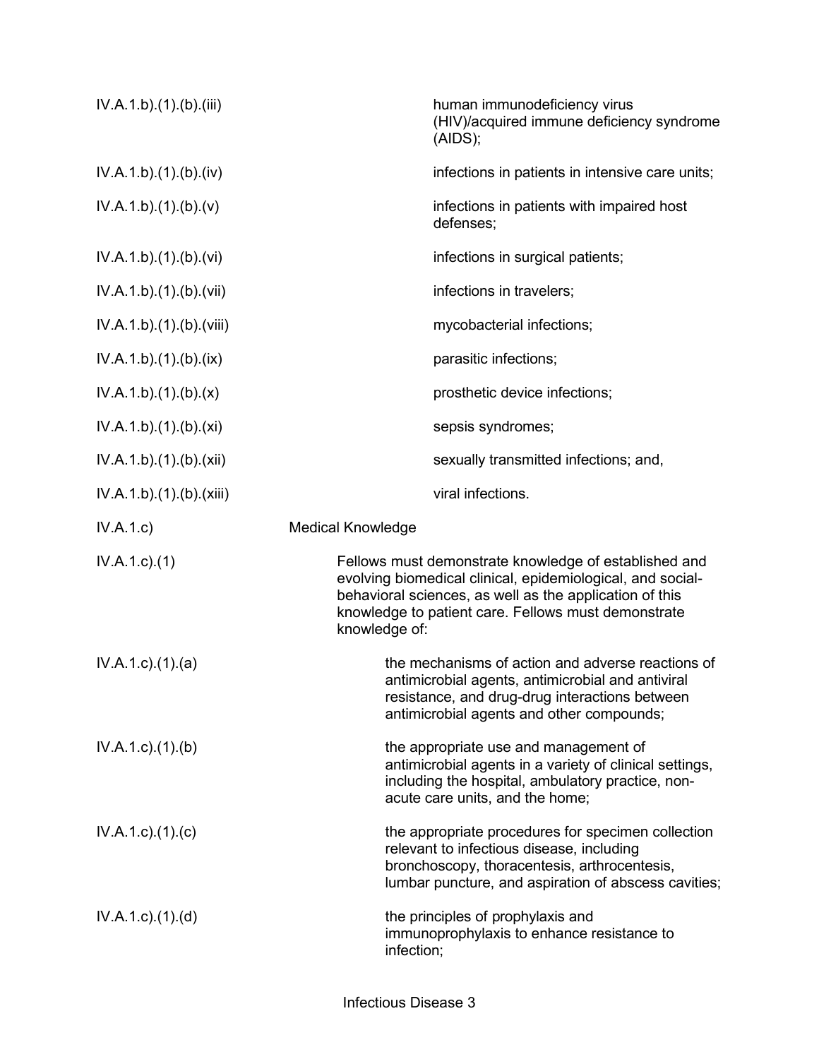| | |
|---|---|
| IV.A.1.b).(1).(b).(iii) | human immunodeficiency virus (HIV)/acquired immune deficiency syndrome (AIDS); |
| IV.A.1.b).(1).(b).(iv) | infections in patients in intensive care units; |
| IV.A.1.b).(1).(b).(v) | infections in patients with impaired host defenses; |
| IV.A.1.b).(1).(b).(vi) | infections in surgical patients; |
| IV.A.1.b).(1).(b).(vii) | infections in travelers; |
| IV.A.1.b).(1).(b).(viii) | mycobacterial infections; |
| IV.A.1.b).(1).(b).(ix) | parasitic infections; |
| IV.A.1.b).(1).(b).(x) | prosthetic device infections; |
| IV.A.1.b).(1).(b).(xi) | sepsis syndromes; |
| IV.A.1.b).(1).(b).(xii) | sexually transmitted infections; and, |
| IV.A.1.b).(1).(b).(xiii) | viral infections. |
| IV.A.1.c) | Medical Knowledge |
| IV.A.1.c).(1) | Fellows must demonstrate knowledge of established and evolving biomedical clinical, epidemiological, and social-behavioral sciences, as well as the application of this knowledge to patient care. Fellows must demonstrate knowledge of: |
| IV.A.1.c).(1).(a) | the mechanisms of action and adverse reactions of antimicrobial agents, antimicrobial and antiviral resistance, and drug-drug interactions between antimicrobial agents and other compounds; |
| IV.A.1.c).(1).(b) | the appropriate use and management of antimicrobial agents in a variety of clinical settings, including the hospital, ambulatory practice, non-acute care units, and the home; |
| IV.A.1.c).(1).(c) | the appropriate procedures for specimen collection relevant to infectious disease, including bronchoscopy, thoracentesis, arthrocentesis, lumbar puncture, and aspiration of abscess cavities; |
| IV.A.1.c).(1).(d) | the principles of prophylaxis and immunoprophylaxis to enhance resistance to infection; |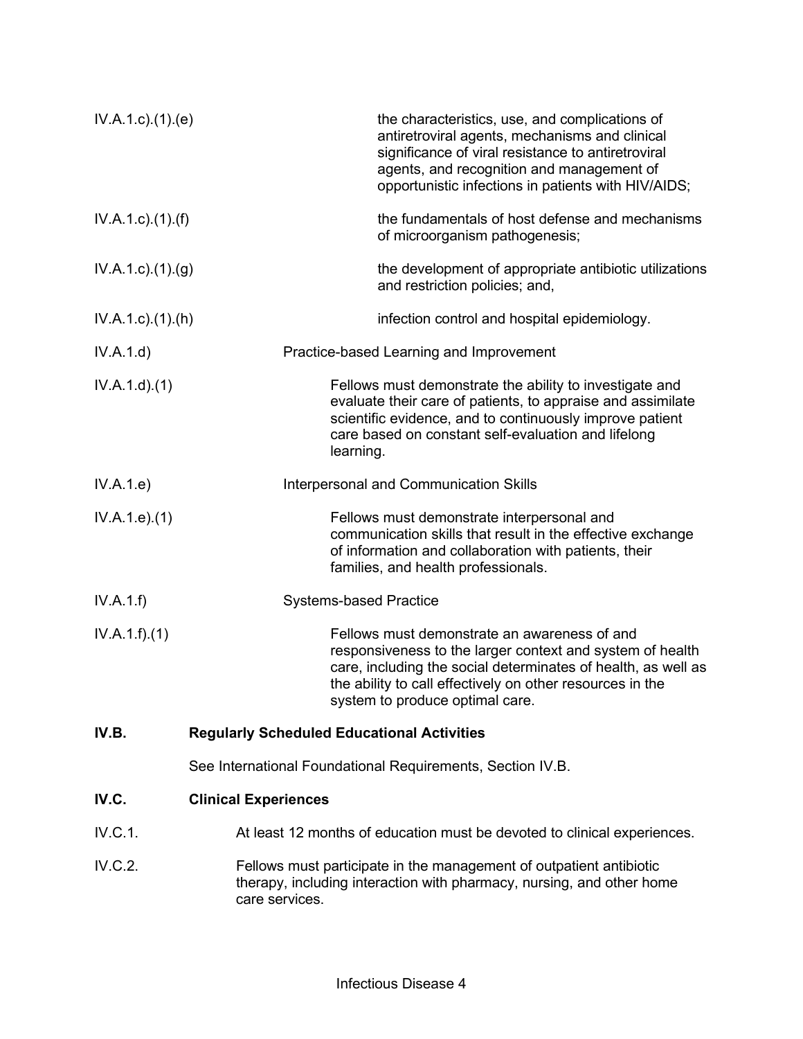IV.A.1.c).(1).(e) the characteristics, use, and complications of antiretroviral agents, mechanisms and clinical significance of viral resistance to antiretroviral agents, and recognition and management of opportunistic infections in patients with HIV/AIDS;

IV.A.1.c).(1).(f) the fundamentals of host defense and mechanisms of microorganism pathogenesis;

IV.A.1.c).(1).(g) the development of appropriate antibiotic utilizations and restriction policies; and,

IV.A.1.c).(1).(h) infection control and hospital epidemiology.

IV.A.1.d) Practice-based Learning and Improvement

IV.A.1.d).(1) Fellows must demonstrate the ability to investigate and evaluate their care of patients, to appraise and assimilate scientific evidence, and to continuously improve patient care based on constant self-evaluation and lifelong learning.

IV.A.1.e) Interpersonal and Communication Skills

IV.A.1.e).(1) Fellows must demonstrate interpersonal and communication skills that result in the effective exchange of information and collaboration with patients, their families, and health professionals.

IV.A.1.f) Systems-based Practice

IV.A.1.f).(1) Fellows must demonstrate an awareness of and responsiveness to the larger context and system of health care, including the social determinates of health, as well as the ability to call effectively on other resources in the system to produce optimal care.

## IV.B. Regularly Scheduled Educational Activities

See International Foundational Requirements, Section IV.B.

## IV.C. Clinical Experiences

IV.C.1. At least 12 months of education must be devoted to clinical experiences.

IV.C.2. Fellows must participate in the management of outpatient antibiotic therapy, including interaction with pharmacy, nursing, and other home care services.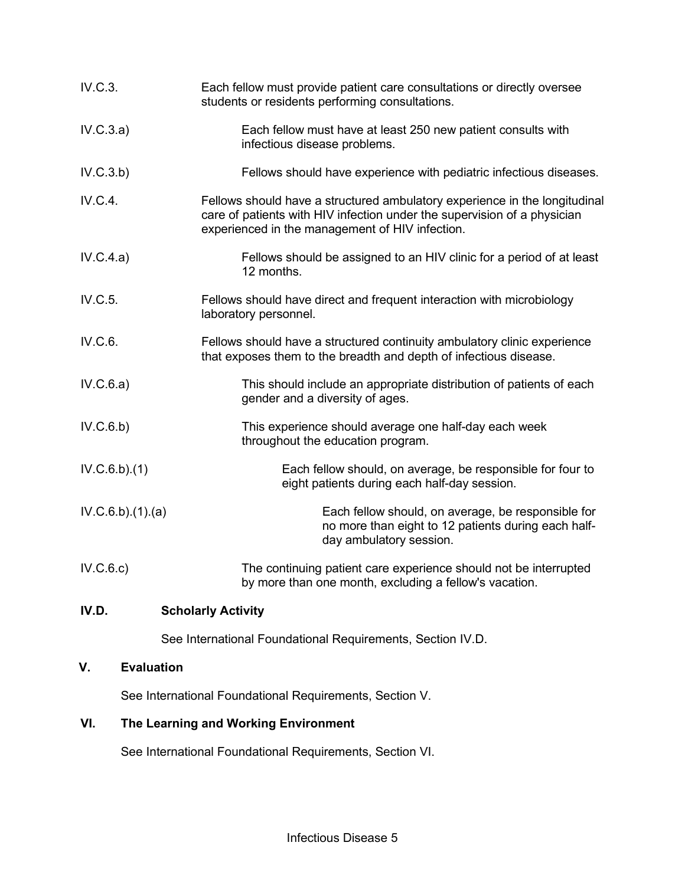IV.C.3. Each fellow must provide patient care consultations or directly oversee students or residents performing consultations.

IV.C.3.a) Each fellow must have at least 250 new patient consults with infectious disease problems.

IV.C.3.b) Fellows should have experience with pediatric infectious diseases.

IV.C.4. Fellows should have a structured ambulatory experience in the longitudinal care of patients with HIV infection under the supervision of a physician experienced in the management of HIV infection.

IV.C.4.a) Fellows should be assigned to an HIV clinic for a period of at least 12 months.

IV.C.5. Fellows should have direct and frequent interaction with microbiology laboratory personnel.

IV.C.6. Fellows should have a structured continuity ambulatory clinic experience that exposes them to the breadth and depth of infectious disease.

IV.C.6.a) This should include an appropriate distribution of patients of each gender and a diversity of ages.

IV.C.6.b) This experience should average one half-day each week throughout the education program.

IV.C.6.b).(1) Each fellow should, on average, be responsible for four to eight patients during each half-day session.

IV.C.6.b).(1).(a) Each fellow should, on average, be responsible for no more than eight to 12 patients during each half-day ambulatory session.

IV.C.6.c) The continuing patient care experience should not be interrupted by more than one month, excluding a fellow's vacation.

## IV.D. Scholarly Activity

See International Foundational Requirements, Section IV.D.

# V. Evaluation

See International Foundational Requirements, Section V.

# VI. The Learning and Working Environment

See International Foundational Requirements, Section VI.